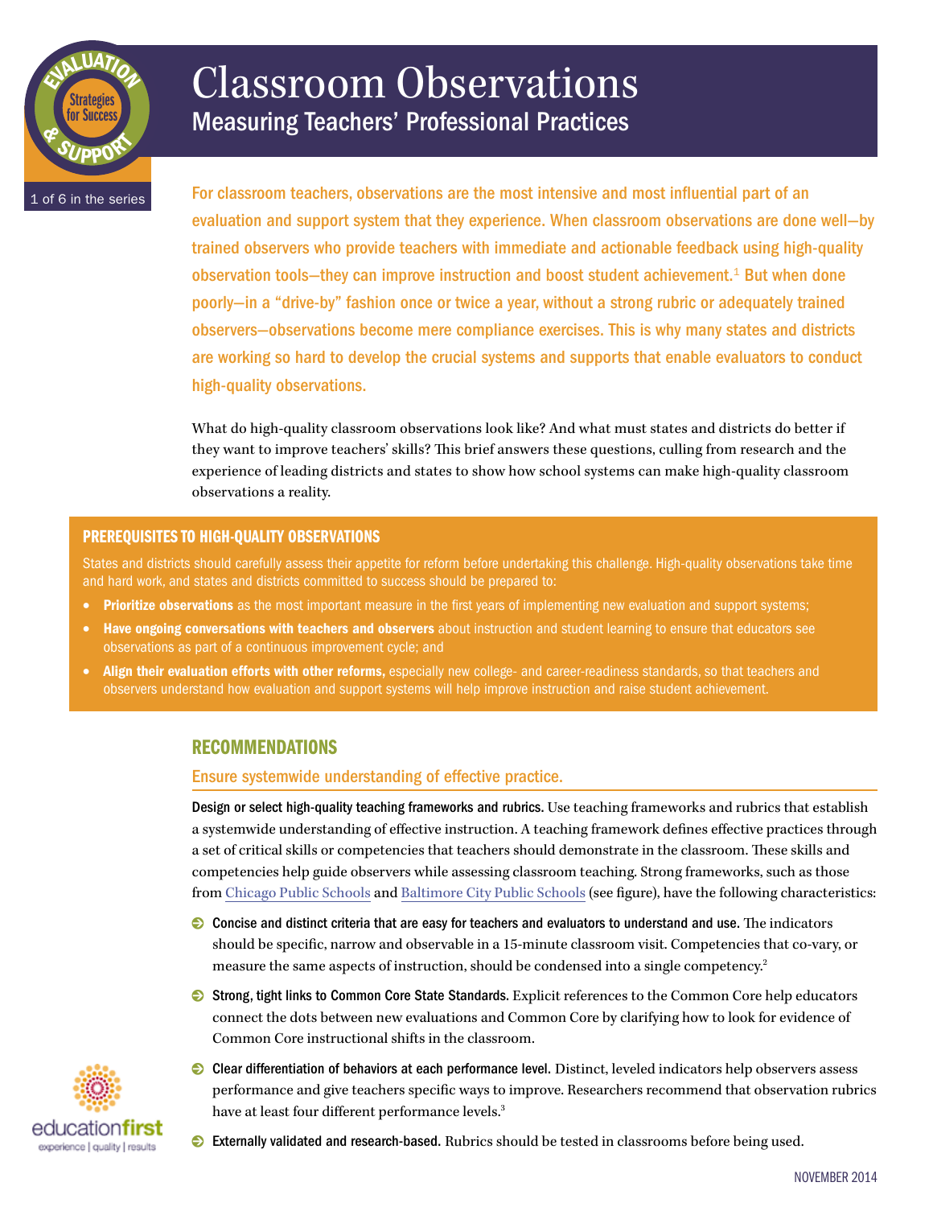# Classroom Observations

## Measuring Teachers' Professional Practices

1 of 6 in the series

For classroom teachers, observations are the most intensive and most influential part of an evaluation and support system that they experience. When classroom observations are done well—by trained observers who provide teachers with immediate and actionable feedback using high-quality observation tools—they can improve instruction and boost student achievement.[1] But when done poorly—in a "drive-by" fashion once or twice a year, without a strong rubric or adequately trained observers—observations become mere compliance exercises. This is why many states and districts are working so hard to develop the crucial systems and supports that enable evaluators to conduct high-quality observations.

What do high-quality classroom observations look like? And what must states and districts do better if they want to improve teachers' skills? This brief answers these questions, culling from research and the experience of leading districts and states to show how school systems can make high-quality classroom observations a reality.

### PREREQUISITES TO HIGH-QUALITY OBSERVATIONS

States and districts should carefully assess their appetite for reform before undertaking this challenge. High-quality observations take time and hard work, and states and districts committed to success should be prepared to:

- **Prioritize observations** as the most important measure in the first years of implementing new evaluation and support systems;
- **Have ongoing conversations with teachers and observers** about instruction and student learning to ensure that educators see observations as part of a continuous improvement cycle; and
- **Align their evaluation efforts with other reforms,** especially new college- and career-readiness standards, so that teachers and observers understand how evaluation and support systems will help improve instruction and raise student achievement.

## RECOMMENDATIONS

### Ensure systemwide understanding of effective practice.

**Design or select high-quality teaching frameworks and rubrics.** Use teaching frameworks and rubrics that establish a systemwide understanding of effective instruction. A teaching framework defines effective practices through a set of critical skills or competencies that teachers should demonstrate in the classroom. These skills and competencies help guide observers while assessing classroom teaching. Strong frameworks, such as those from Chicago Public Schools and Baltimore City Public Schools (see figure), have the following characteristics:

- **Concise and distinct criteria that are easy for teachers and evaluators to understand and use.** The indicators should be specific, narrow and observable in a 15-minute classroom visit. Competencies that co-vary, or measure the same aspects of instruction, should be condensed into a single competency.[2]
- **Strong, tight links to Common Core State Standards.** Explicit references to the Common Core help educators connect the dots between new evaluations and Common Core by clarifying how to look for evidence of Common Core instructional shifts in the classroom.
- **Clear differentiation of behaviors at each performance level.** Distinct, leveled indicators help observers assess performance and give teachers specific ways to improve. Researchers recommend that observation rubrics have at least four different performance levels.[3]
- **Externally validated and research-based.** Rubrics should be tested in classrooms before being used.

NOVEMBER 2014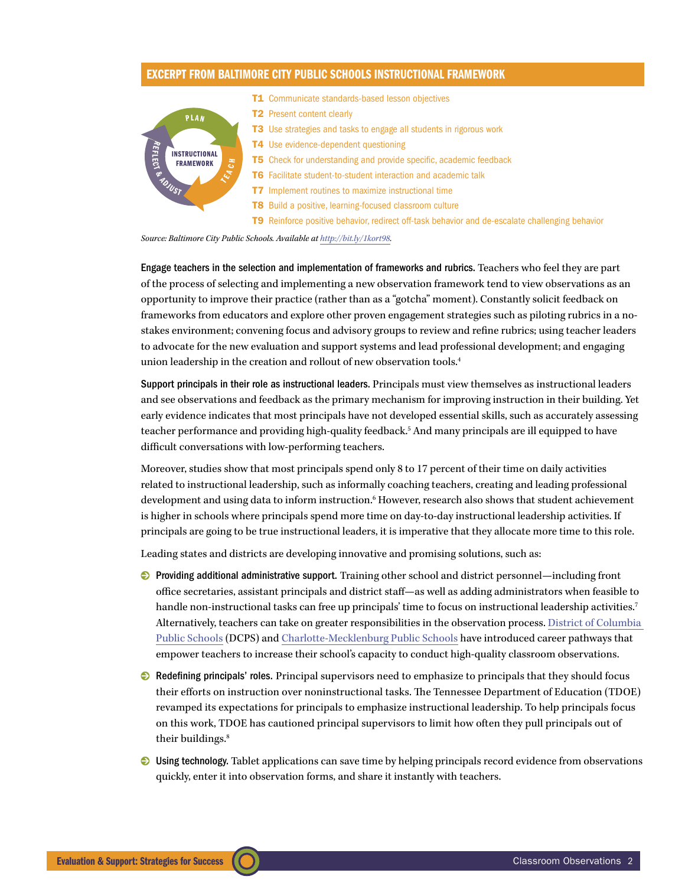## EXCERPT FROM BALTIMORE CITY PUBLIC SCHOOLS INSTRUCTIONAL FRAMEWORK

INSTRUCTIONAL FRAMEWORK: PLAN, TEACH, REFLECT & ADJUST

- **T1** Communicate standards-based lesson objectives
- **T2** Present content clearly
- **T3** Use strategies and tasks to engage all students in rigorous work
- **T4** Use evidence-dependent questioning
- **T5** Check for understanding and provide specific, academic feedback
- **T6** Facilitate student-to-student interaction and academic talk
- **T7** Implement routines to maximize instructional time
- **T8** Build a positive, learning-focused classroom culture
- **T9** Reinforce positive behavior, redirect off-task behavior and de-escalate challenging behavior

*Source: Baltimore City Public Schools. Available at http://bit.ly/1kort98.*

**Engage teachers in the selection and implementation of frameworks and rubrics.** Teachers who feel they are part of the process of selecting and implementing a new observation framework tend to view observations as an opportunity to improve their practice (rather than as a "gotcha" moment). Constantly solicit feedback on frameworks from educators and explore other proven engagement strategies such as piloting rubrics in a no-stakes environment; convening focus and advisory groups to review and refine rubrics; using teacher leaders to advocate for the new evaluation and support systems and lead professional development; and engaging union leadership in the creation and rollout of new observation tools.[4]

**Support principals in their role as instructional leaders.** Principals must view themselves as instructional leaders and see observations and feedback as the primary mechanism for improving instruction in their building. Yet early evidence indicates that most principals have not developed essential skills, such as accurately assessing teacher performance and providing high-quality feedback.[5] And many principals are ill equipped to have difficult conversations with low-performing teachers.

Moreover, studies show that most principals spend only 8 to 17 percent of their time on daily activities related to instructional leadership, such as informally coaching teachers, creating and leading professional development and using data to inform instruction.[6] However, research also shows that student achievement is higher in schools where principals spend more time on day-to-day instructional leadership activities. If principals are going to be true instructional leaders, it is imperative that they allocate more time to this role.

Leading states and districts are developing innovative and promising solutions, such as:

- **Providing additional administrative support.** Training other school and district personnel—including front office secretaries, assistant principals and district staff—as well as adding administrators when feasible to handle non-instructional tasks can free up principals' time to focus on instructional leadership activities.[7] Alternatively, teachers can take on greater responsibilities in the observation process. District of Columbia Public Schools (DCPS) and Charlotte-Mecklenburg Public Schools have introduced career pathways that empower teachers to increase their school's capacity to conduct high-quality classroom observations.
- **Redefining principals' roles.** Principal supervisors need to emphasize to principals that they should focus their efforts on instruction over noninstructional tasks. The Tennessee Department of Education (TDOE) revamped its expectations for principals to emphasize instructional leadership. To help principals focus on this work, TDOE has cautioned principal supervisors to limit how often they pull principals out of their buildings.[8]
- **Using technology.** Tablet applications can save time by helping principals record evidence from observations quickly, enter it into observation forms, and share it instantly with teachers.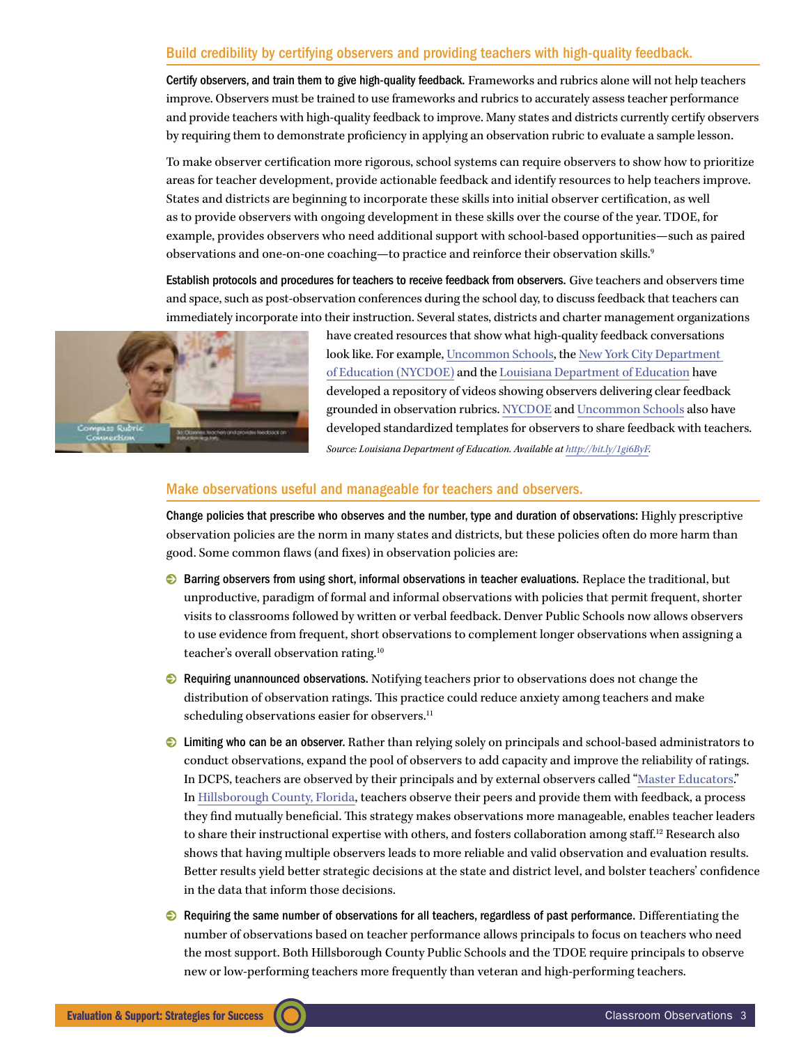## Build credibility by certifying observers and providing teachers with high-quality feedback.

**Certify observers, and train them to give high-quality feedback.** Frameworks and rubrics alone will not help teachers improve. Observers must be trained to use frameworks and rubrics to accurately assess teacher performance and provide teachers with high-quality feedback to improve. Many states and districts currently certify observers by requiring them to demonstrate proficiency in applying an observation rubric to evaluate a sample lesson.

To make observer certification more rigorous, school systems can require observers to show how to prioritize areas for teacher development, provide actionable feedback and identify resources to help teachers improve. States and districts are beginning to incorporate these skills into initial observer certification, as well as to provide observers with ongoing development in these skills over the course of the year. TDOE, for example, provides observers who need additional support with school-based opportunities—such as paired observations and one-on-one coaching—to practice and reinforce their observation skills.[9]

**Establish protocols and procedures for teachers to receive feedback from observers.** Give teachers and observers time and space, such as post-observation conferences during the school day, to discuss feedback that teachers can immediately incorporate into their instruction. Several states, districts and charter management organizations have created resources that show what high-quality feedback conversations look like. For example, Uncommon Schools, the New York City Department of Education (NYCDOE) and the Louisiana Department of Education have developed a repository of videos showing observers delivering clear feedback grounded in observation rubrics. NYCDOE and Uncommon Schools also have developed standardized templates for observers to share feedback with teachers.

*Source: Louisiana Department of Education. Available at http://bit.ly/1gi6ByF.*

## Make observations useful and manageable for teachers and observers.

**Change policies that prescribe who observes and the number, type and duration of observations:** Highly prescriptive observation policies are the norm in many states and districts, but these policies often do more harm than good. Some common flaws (and fixes) in observation policies are:

- **Barring observers from using short, informal observations in teacher evaluations.** Replace the traditional, but unproductive, paradigm of formal and informal observations with policies that permit frequent, shorter visits to classrooms followed by written or verbal feedback. Denver Public Schools now allows observers to use evidence from frequent, short observations to complement longer observations when assigning a teacher's overall observation rating.[10]
- **Requiring unannounced observations.** Notifying teachers prior to observations does not change the distribution of observation ratings. This practice could reduce anxiety among teachers and make scheduling observations easier for observers.[11]
- **Limiting who can be an observer.** Rather than relying solely on principals and school-based administrators to conduct observations, expand the pool of observers to add capacity and improve the reliability of ratings. In DCPS, teachers are observed by their principals and by external observers called "Master Educators." In Hillsborough County, Florida, teachers observe their peers and provide them with feedback, a process they find mutually beneficial. This strategy makes observations more manageable, enables teacher leaders to share their instructional expertise with others, and fosters collaboration among staff.[12] Research also shows that having multiple observers leads to more reliable and valid observation and evaluation results. Better results yield better strategic decisions at the state and district level, and bolster teachers' confidence in the data that inform those decisions.
- **Requiring the same number of observations for all teachers, regardless of past performance.** Differentiating the number of observations based on teacher performance allows principals to focus on teachers who need the most support. Both Hillsborough County Public Schools and the TDOE require principals to observe new or low-performing teachers more frequently than veteran and high-performing teachers.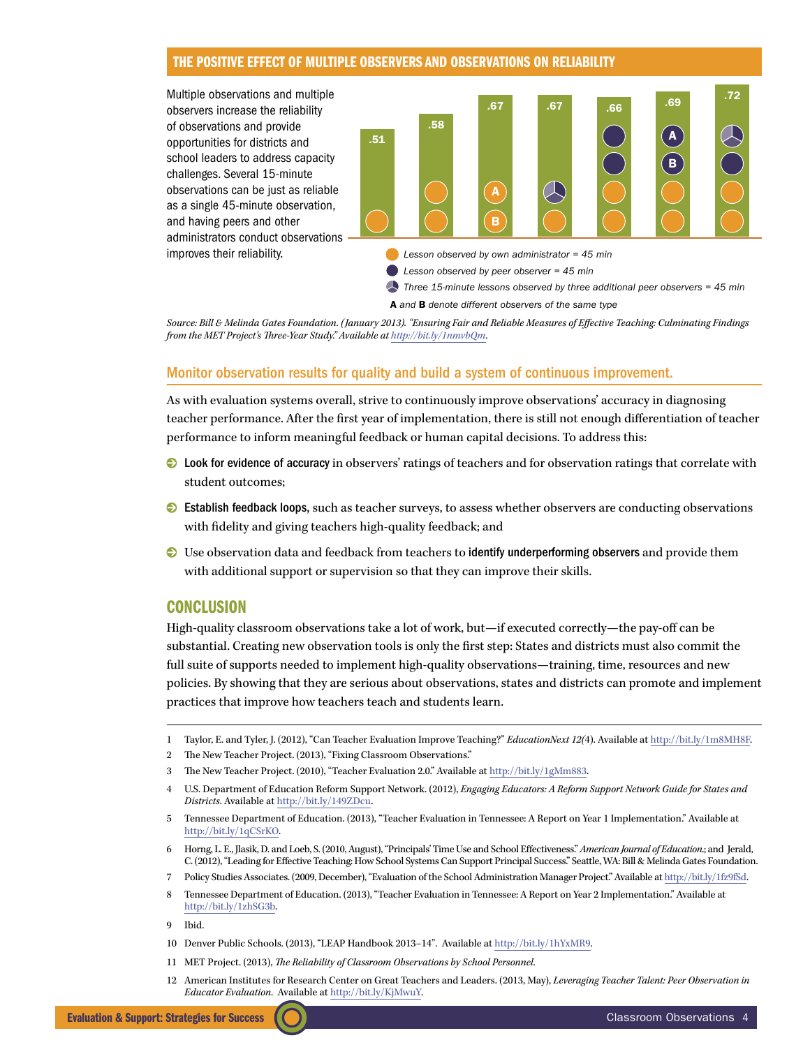## THE POSITIVE EFFECT OF MULTIPLE OBSERVERS AND OBSERVATIONS ON RELIABILITY

Multiple observations and multiple observers increase the reliability of observations and provide opportunities for districts and school leaders to address capacity challenges. Several 15-minute observations can be just as reliable as a single 45-minute observation, and having peers and other administrators conduct observations improves their reliability.

.51

.58

.67

.67

.66

.69

.72

A

B

A

B

*Lesson observed by own administrator = 45 min*

*Lesson observed by peer observer = 45 min*

*Three 15-minute lessons observed by three additional peer observers = 45 min*

**A** *and* **B** *denote different observers of the same type*

*Source: Bill & Melinda Gates Foundation. (January 2013). "Ensuring Fair and Reliable Measures of Effective Teaching: Culminating Findings from the MET Project's Three-Year Study." Available at http://bit.ly/1nmvbQm.*

### Monitor observation results for quality and build a system of continuous improvement.

As with evaluation systems overall, strive to continuously improve observations' accuracy in diagnosing teacher performance. After the first year of implementation, there is still not enough differentiation of teacher performance to inform meaningful feedback or human capital decisions. To address this:

- **Look for evidence of accuracy** in observers' ratings of teachers and for observation ratings that correlate with student outcomes;
- **Establish feedback loops,** such as teacher surveys, to assess whether observers are conducting observations with fidelity and giving teachers high-quality feedback; and
- Use observation data and feedback from teachers to **identify underperforming observers** and provide them with additional support or supervision so that they can improve their skills.

## CONCLUSION

High-quality classroom observations take a lot of work, but—if executed correctly—the pay-off can be substantial. Creating new observation tools is only the first step: States and districts must also commit the full suite of supports needed to implement high-quality observations—training, time, resources and new policies. By showing that they are serious about observations, states and districts can promote and implement practices that improve how teachers teach and students learn.

---

1 Taylor, E. and Tyler, J. (2012), "Can Teacher Evaluation Improve Teaching?" *EducationNext 12(4)*. Available at http://bit.ly/1m8MH8F.

2 The New Teacher Project. (2013), "Fixing Classroom Observations."

3 The New Teacher Project. (2010), "Teacher Evaluation 2.0." Available at http://bit.ly/1gMm883.

4 U.S. Department of Education Reform Support Network. (2012), *Engaging Educators: A Reform Support Network Guide for States and Districts*. Available at http://bit.ly/149ZDcu.

5 Tennessee Department of Education. (2013), "Teacher Evaluation in Tennessee: A Report on Year 1 Implementation." Available at http://bit.ly/1qCSrKO.

6 Horng, L. E., Jlasik, D. and Loeb, S. (2010, August), "Principals' Time Use and School Effectiveness." *American Journal of Education.*; and Jerald, C. (2012), "Leading for Effective Teaching: How School Systems Can Support Principal Success." Seattle, WA: Bill & Melinda Gates Foundation.

7 Policy Studies Associates. (2009, December), "Evaluation of the School Administration Manager Project." Available at http://bit.ly/1fz9fSd.

8 Tennessee Department of Education. (2013), "Teacher Evaluation in Tennessee: A Report on Year 2 Implementation." Available at http://bit.ly/1zhSG3b.

9 Ibid.

10 Denver Public Schools. (2013), "LEAP Handbook 2013–14". Available at http://bit.ly/1hYxMR9.

11 MET Project. (2013), *The Reliability of Classroom Observations by School Personnel.*

12 American Institutes for Research Center on Great Teachers and Leaders. (2013, May), *Leveraging Teacher Talent: Peer Observation in Educator Evaluation.* Available at http://bit.ly/KjMwuY.